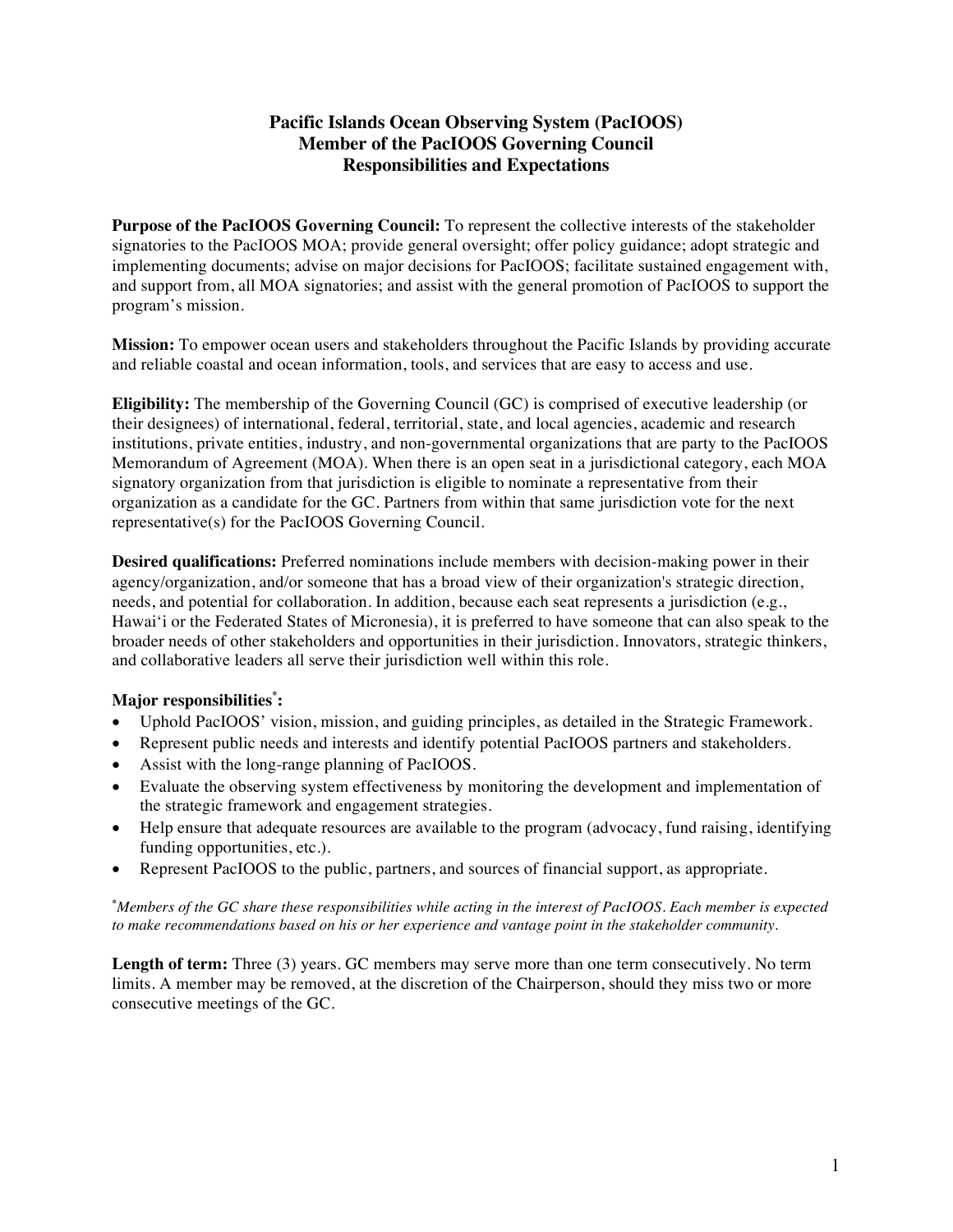# Pacific Islands Ocean Observing System (PacIOOS)
# Member of the PacIOOS Governing Council
# Responsibilities and Expectations

**Purpose of the PacIOOS Governing Council:** To represent the collective interests of the stakeholder signatories to the PacIOOS MOA; provide general oversight; offer policy guidance; adopt strategic and implementing documents; advise on major decisions for PacIOOS; facilitate sustained engagement with, and support from, all MOA signatories; and assist with the general promotion of PacIOOS to support the program's mission.

**Mission:** To empower ocean users and stakeholders throughout the Pacific Islands by providing accurate and reliable coastal and ocean information, tools, and services that are easy to access and use.

**Eligibility:** The membership of the Governing Council (GC) is comprised of executive leadership (or their designees) of international, federal, territorial, state, and local agencies, academic and research institutions, private entities, industry, and non-governmental organizations that are party to the PacIOOS Memorandum of Agreement (MOA). When there is an open seat in a jurisdictional category, each MOA signatory organization from that jurisdiction is eligible to nominate a representative from their organization as a candidate for the GC. Partners from within that same jurisdiction vote for the next representative(s) for the PacIOOS Governing Council.

**Desired qualifications:** Preferred nominations include members with decision-making power in their agency/organization, and/or someone that has a broad view of their organization's strategic direction, needs, and potential for collaboration. In addition, because each seat represents a jurisdiction (e.g., Hawaiʻi or the Federated States of Micronesia), it is preferred to have someone that can also speak to the broader needs of other stakeholders and opportunities in their jurisdiction. Innovators, strategic thinkers, and collaborative leaders all serve their jurisdiction well within this role.

**Major responsibilities*:**

- Uphold PacIOOS' vision, mission, and guiding principles, as detailed in the Strategic Framework.
- Represent public needs and interests and identify potential PacIOOS partners and stakeholders.
- Assist with the long-range planning of PacIOOS.
- Evaluate the observing system effectiveness by monitoring the development and implementation of the strategic framework and engagement strategies.
- Help ensure that adequate resources are available to the program (advocacy, fund raising, identifying funding opportunities, etc.).
- Represent PacIOOS to the public, partners, and sources of financial support, as appropriate.

**Members of the GC share these responsibilities while acting in the interest of PacIOOS. Each member is expected to make recommendations based on his or her experience and vantage point in the stakeholder community.*

**Length of term:** Three (3) years. GC members may serve more than one term consecutively. No term limits. A member may be removed, at the discretion of the Chairperson, should they miss two or more consecutive meetings of the GC.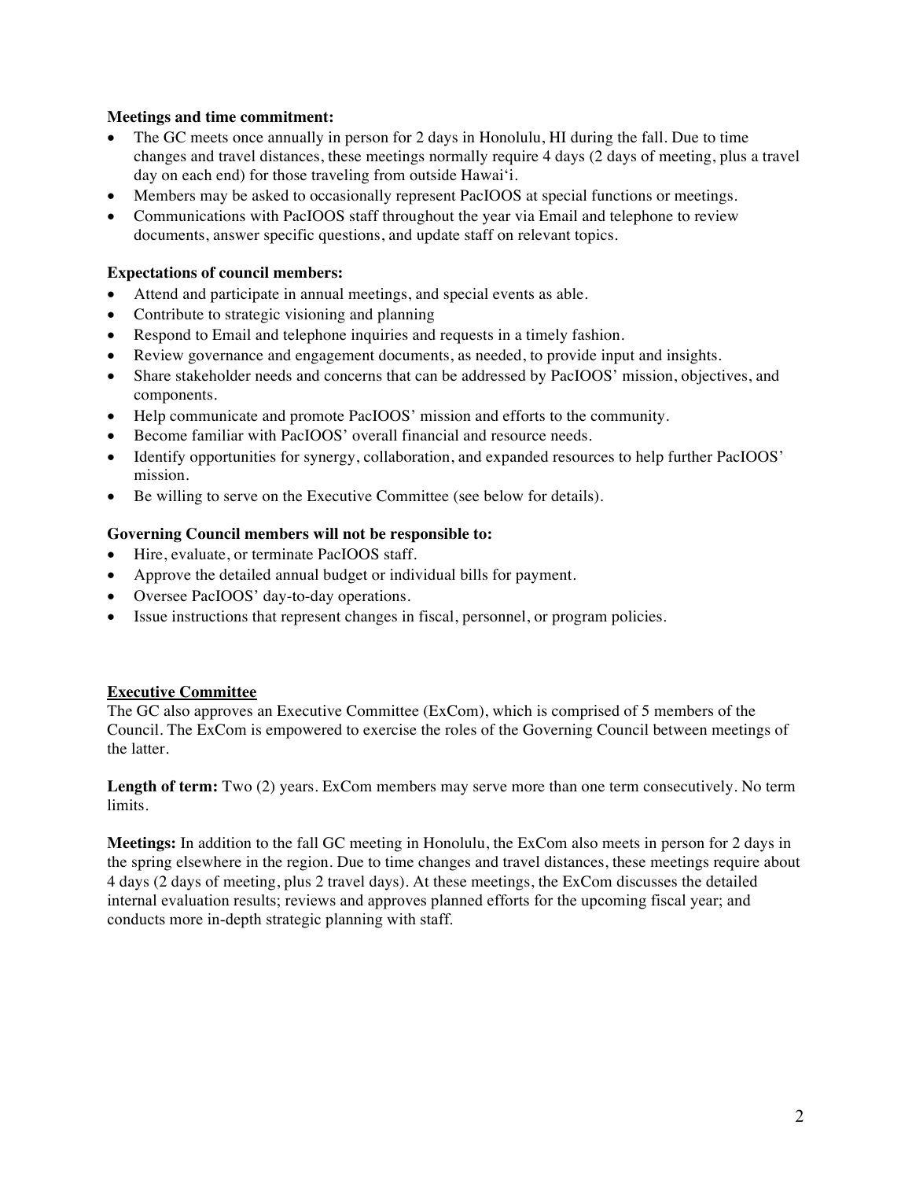**Meetings and time commitment:**

- The GC meets once annually in person for 2 days in Honolulu, HI during the fall. Due to time changes and travel distances, these meetings normally require 4 days (2 days of meeting, plus a travel day on each end) for those traveling from outside Hawai'i.
- Members may be asked to occasionally represent PacIOOS at special functions or meetings.
- Communications with PacIOOS staff throughout the year via Email and telephone to review documents, answer specific questions, and update staff on relevant topics.

**Expectations of council members:**

- Attend and participate in annual meetings, and special events as able.
- Contribute to strategic visioning and planning
- Respond to Email and telephone inquiries and requests in a timely fashion.
- Review governance and engagement documents, as needed, to provide input and insights.
- Share stakeholder needs and concerns that can be addressed by PacIOOS' mission, objectives, and components.
- Help communicate and promote PacIOOS' mission and efforts to the community.
- Become familiar with PacIOOS' overall financial and resource needs.
- Identify opportunities for synergy, collaboration, and expanded resources to help further PacIOOS' mission.
- Be willing to serve on the Executive Committee (see below for details).

**Governing Council members will not be responsible to:**

- Hire, evaluate, or terminate PacIOOS staff.
- Approve the detailed annual budget or individual bills for payment.
- Oversee PacIOOS' day-to-day operations.
- Issue instructions that represent changes in fiscal, personnel, or program policies.

## Executive Committee

The GC also approves an Executive Committee (ExCom), which is comprised of 5 members of the Council. The ExCom is empowered to exercise the roles of the Governing Council between meetings of the latter.

**Length of term:** Two (2) years. ExCom members may serve more than one term consecutively. No term limits.

**Meetings:** In addition to the fall GC meeting in Honolulu, the ExCom also meets in person for 2 days in the spring elsewhere in the region. Due to time changes and travel distances, these meetings require about 4 days (2 days of meeting, plus 2 travel days). At these meetings, the ExCom discusses the detailed internal evaluation results; reviews and approves planned efforts for the upcoming fiscal year; and conducts more in-depth strategic planning with staff.